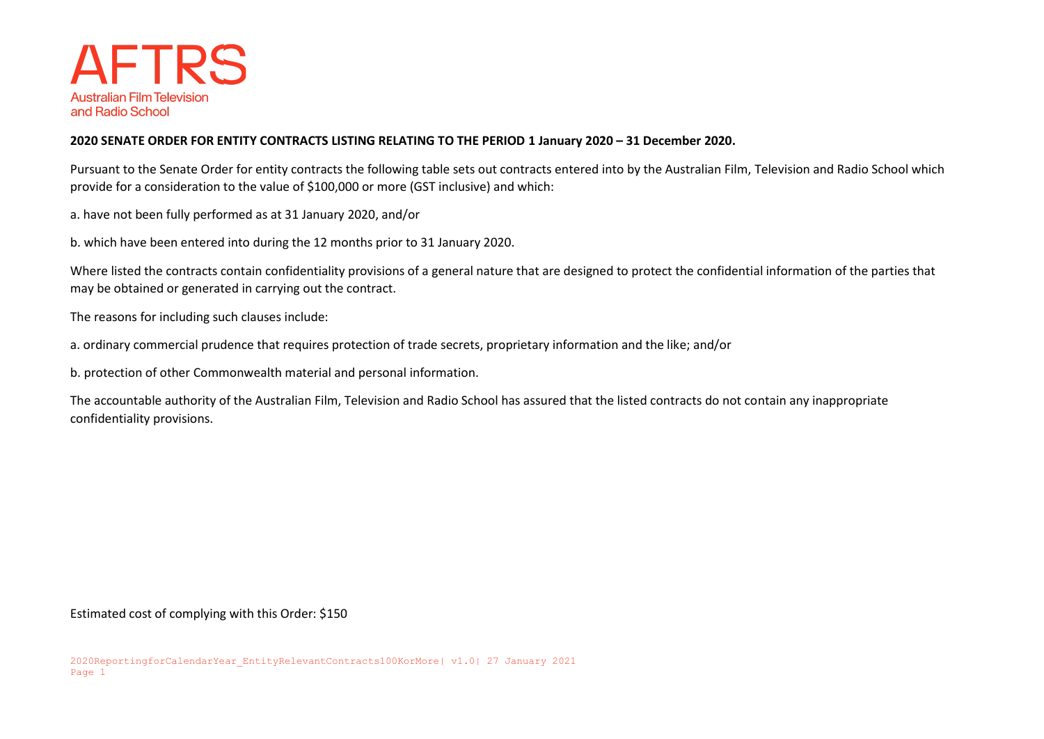AFTRS

Australian Film Television and Radio School

**2020 SENATE ORDER FOR ENTITY CONTRACTS LISTING RELATING TO THE PERIOD 1 January 2020 – 31 December 2020.**

Pursuant to the Senate Order for entity contracts the following table sets out contracts entered into by the Australian Film, Television and Radio School which provide for a consideration to the value of $100,000 or more (GST inclusive) and which:

a. have not been fully performed as at 31 January 2020, and/or

b. which have been entered into during the 12 months prior to 31 January 2020.

Where listed the contracts contain confidentiality provisions of a general nature that are designed to protect the confidential information of the parties that may be obtained or generated in carrying out the contract.

The reasons for including such clauses include:

a. ordinary commercial prudence that requires protection of trade secrets, proprietary information and the like; and/or

b. protection of other Commonwealth material and personal information.

The accountable authority of the Australian Film, Television and Radio School has assured that the listed contracts do not contain any inappropriate confidentiality provisions.

Estimated cost of complying with this Order: $150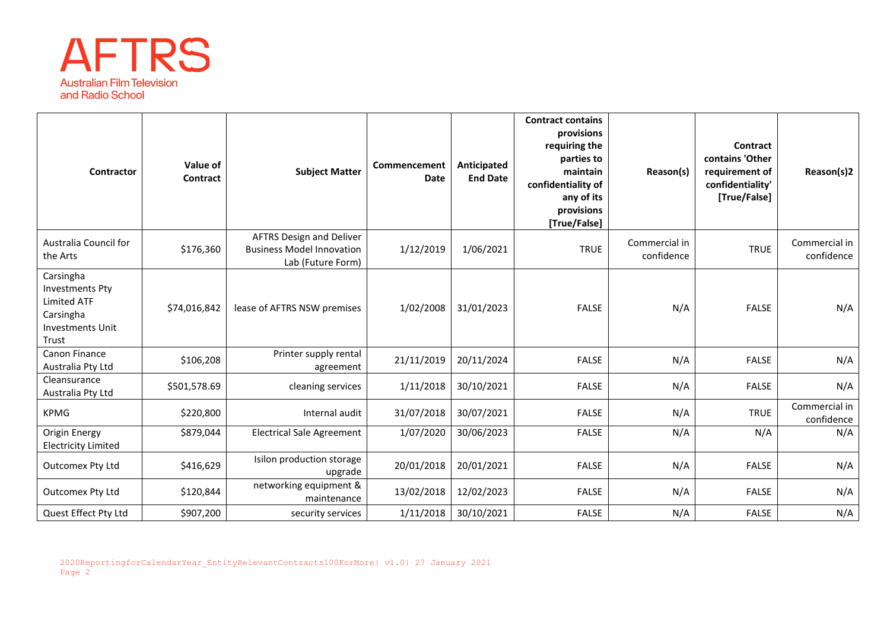| Contractor | Value of Contract | Subject Matter | Commencement Date | Anticipated End Date | Contract contains provisions requiring the parties to maintain confidentiality of any of its provisions [True/False] | Reason(s) | Contract contains 'Other requirement of confidentiality' [True/False] | Reason(s)2 |
|---|---|---|---|---|---|---|---|---|
| Australia Council for the Arts | $176,360 | AFTRS Design and Deliver Business Model Innovation Lab (Future Form) | 1/12/2019 | 1/06/2021 | TRUE | Commercial in confidence | TRUE | Commercial in confidence |
| Carsingha Investments Pty Limited ATF Carsingha Investments Unit Trust | $74,016,842 | lease of AFTRS NSW premises | 1/02/2008 | 31/01/2023 | FALSE | N/A | FALSE | N/A |
| Canon Finance Australia Pty Ltd | $106,208 | Printer supply rental agreement | 21/11/2019 | 20/11/2024 | FALSE | N/A | FALSE | N/A |
| Cleansurance Australia Pty Ltd | $501,578.69 | cleaning services | 1/11/2018 | 30/10/2021 | FALSE | N/A | FALSE | N/A |
| KPMG | $220,800 | Internal audit | 31/07/2018 | 30/07/2021 | FALSE | N/A | TRUE | Commercial in confidence |
| Origin Energy Electricity Limited | $879,044 | Electrical Sale Agreement | 1/07/2020 | 30/06/2023 | FALSE | N/A | N/A | N/A |
| Outcomex Pty Ltd | $416,629 | Isilon production storage upgrade | 20/01/2018 | 20/01/2021 | FALSE | N/A | FALSE | N/A |
| Outcomex Pty Ltd | $120,844 | networking equipment & maintenance | 13/02/2018 | 12/02/2023 | FALSE | N/A | FALSE | N/A |
| Quest Effect Pty Ltd | $907,200 | security services | 1/11/2018 | 30/10/2021 | FALSE | N/A | FALSE | N/A |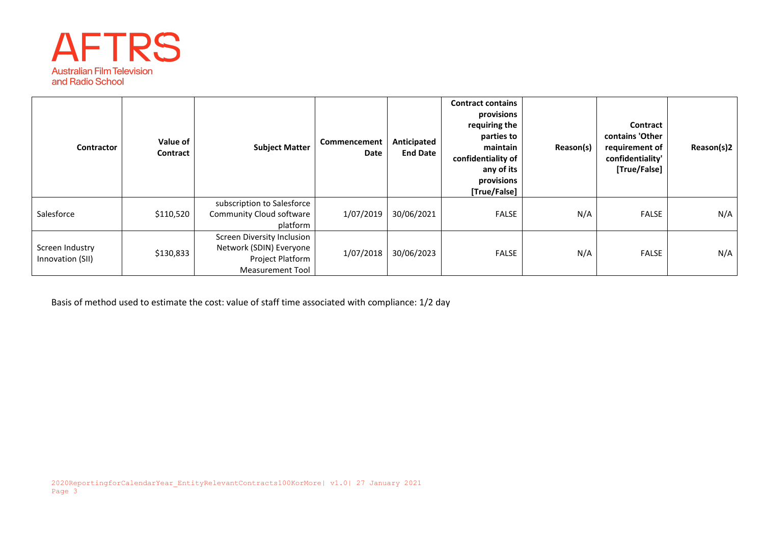| Contractor | Value of Contract | Subject Matter | Commencement Date | Anticipated End Date | Contract contains provisions requiring the parties to maintain confidentiality of any of its provisions [True/False] | Reason(s) | Contract contains 'Other requirement of confidentiality' [True/False] | Reason(s)2 |
|---|---|---|---|---|---|---|---|---|
| Salesforce | $110,520 | subscription to Salesforce Community Cloud software platform | 1/07/2019 | 30/06/2021 | FALSE | N/A | FALSE | N/A |
| Screen Industry Innovation (SII) | $130,833 | Screen Diversity Inclusion Network (SDIN) Everyone Project Platform Measurement Tool | 1/07/2018 | 30/06/2023 | FALSE | N/A | FALSE | N/A |

Basis of method used to estimate the cost: value of staff time associated with compliance: 1/2 day